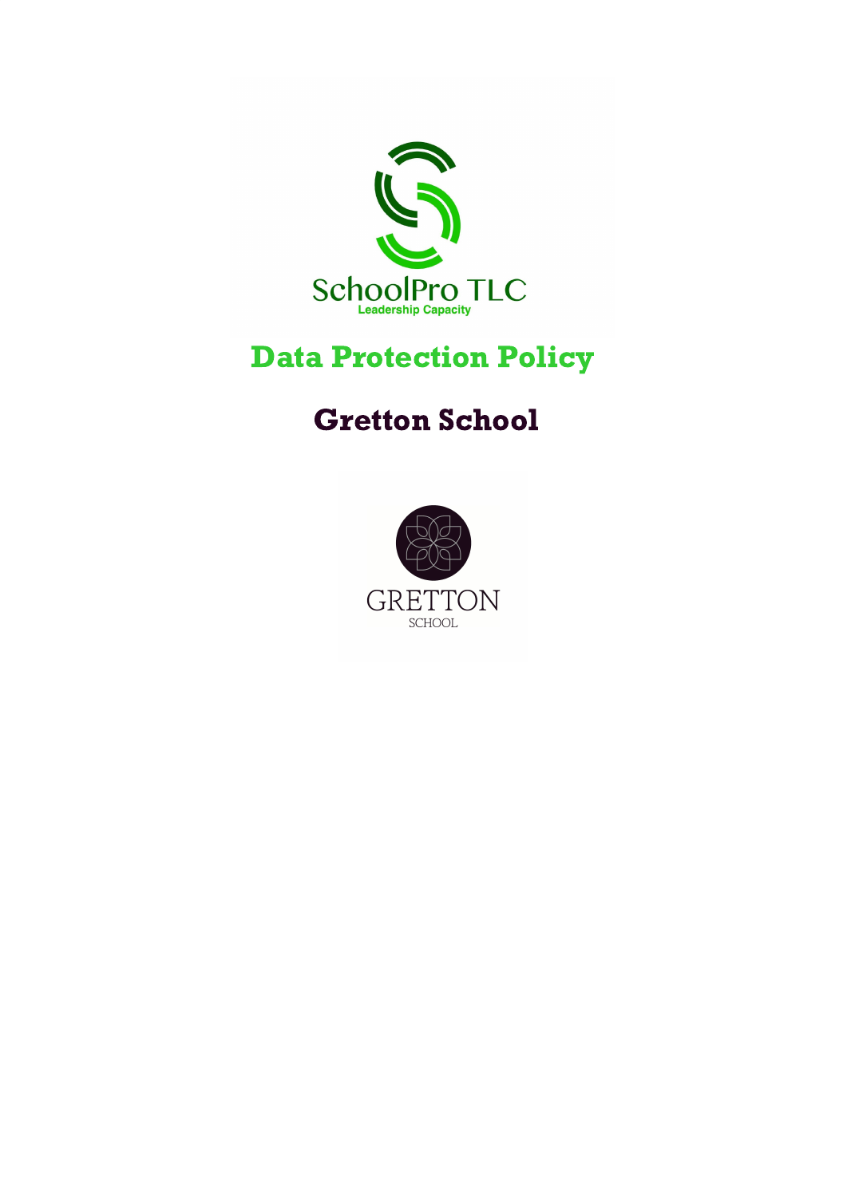SchoolPro TLC
Leadership Capacity

# Data Protection Policy

## Gretton School

GRETTON
SCHOOL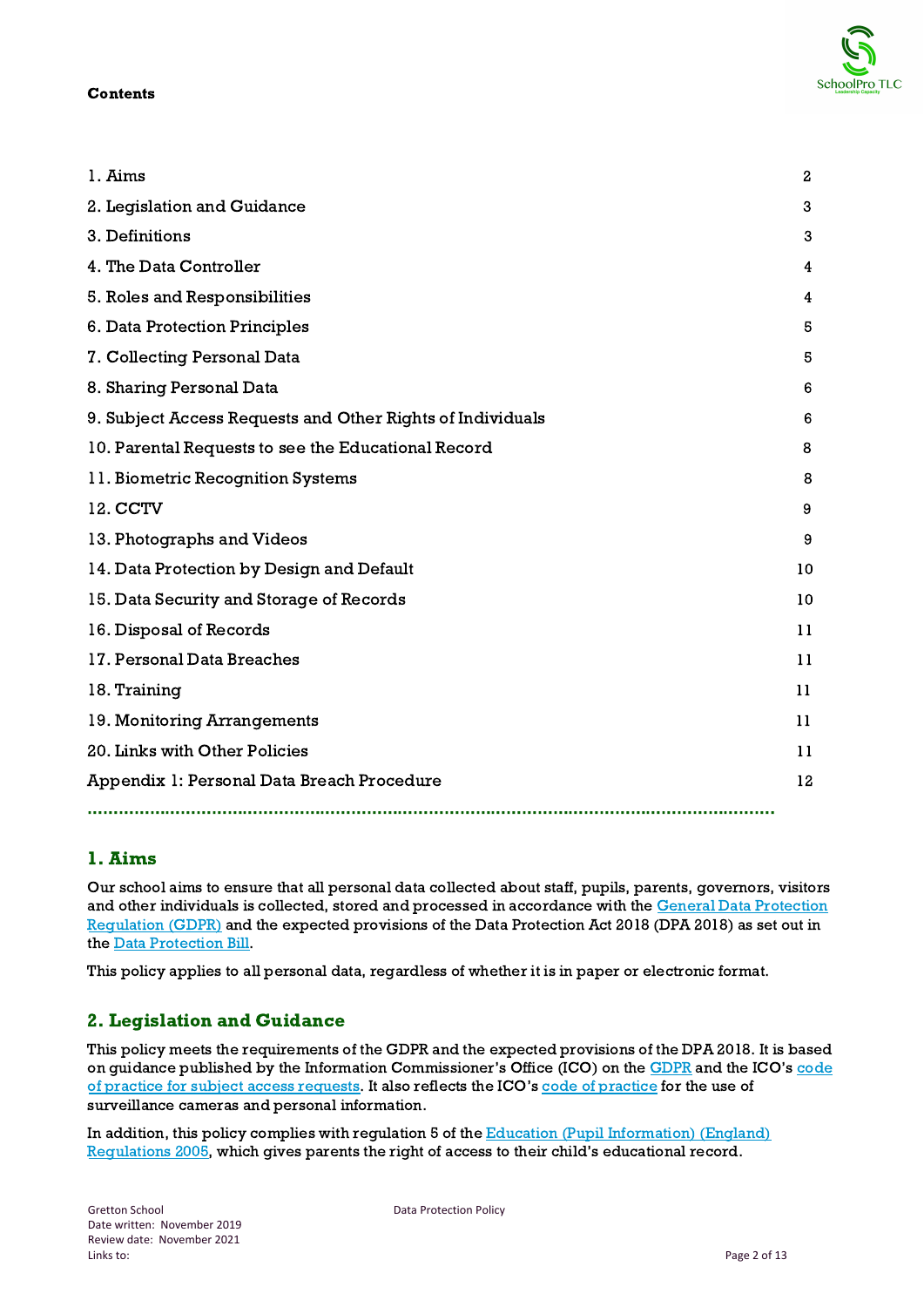**Contents**

| | |
|---|---|
| 1. Aims | 2 |
| 2. Legislation and Guidance | 3 |
| 3. Definitions | 3 |
| 4. The Data Controller | 4 |
| 5. Roles and Responsibilities | 4 |
| 6. Data Protection Principles | 5 |
| 7. Collecting Personal Data | 5 |
| 8. Sharing Personal Data | 6 |
| 9. Subject Access Requests and Other Rights of Individuals | 6 |
| 10. Parental Requests to see the Educational Record | 8 |
| 11. Biometric Recognition Systems | 8 |
| 12. CCTV | 9 |
| 13. Photographs and Videos | 9 |
| 14. Data Protection by Design and Default | 10 |
| 15. Data Security and Storage of Records | 10 |
| 16. Disposal of Records | 11 |
| 17. Personal Data Breaches | 11 |
| 18. Training | 11 |
| 19. Monitoring Arrangements | 11 |
| 20. Links with Other Policies | 11 |
| Appendix 1: Personal Data Breach Procedure | 12 |

## 1. Aims

Our school aims to ensure that all personal data collected about staff, pupils, parents, governors, visitors and other individuals is collected, stored and processed in accordance with the General Data Protection Regulation (GDPR) and the expected provisions of the Data Protection Act 2018 (DPA 2018) as set out in the Data Protection Bill.

This policy applies to all personal data, regardless of whether it is in paper or electronic format.

## 2. Legislation and Guidance

This policy meets the requirements of the GDPR and the expected provisions of the DPA 2018. It is based on guidance published by the Information Commissioner's Office (ICO) on the GDPR and the ICO's code of practice for subject access requests. It also reflects the ICO's code of practice for the use of surveillance cameras and personal information.

In addition, this policy complies with regulation 5 of the Education (Pupil Information) (England) Regulations 2005, which gives parents the right of access to their child's educational record.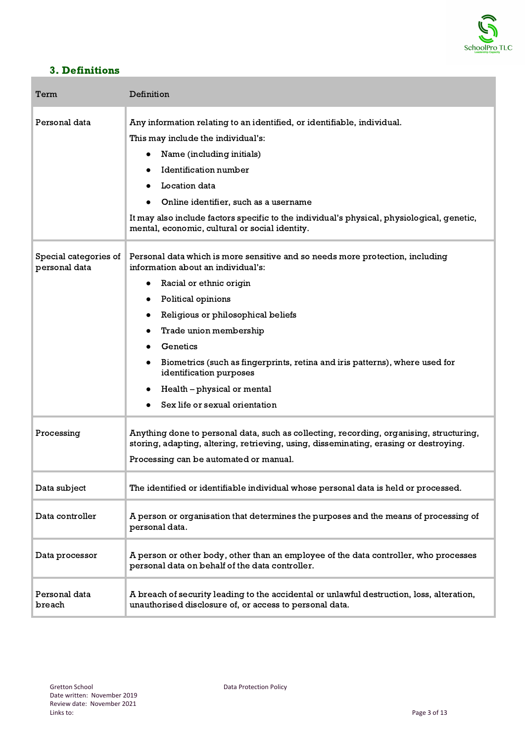## 3. Definitions

| Term | Definition |
|---|---|
| Personal data | Any information relating to an identified, or identifiable, individual.<br>This may include the individual's:<br>• Name (including initials)<br>• Identification number<br>• Location data<br>• Online identifier, such as a username<br>It may also include factors specific to the individual's physical, physiological, genetic, mental, economic, cultural or social identity. |
| Special categories of personal data | Personal data which is more sensitive and so needs more protection, including information about an individual's:<br>• Racial or ethnic origin<br>• Political opinions<br>• Religious or philosophical beliefs<br>• Trade union membership<br>• Genetics<br>• Biometrics (such as fingerprints, retina and iris patterns), where used for identification purposes<br>• Health – physical or mental<br>• Sex life or sexual orientation |
| Processing | Anything done to personal data, such as collecting, recording, organising, structuring, storing, adapting, altering, retrieving, using, disseminating, erasing or destroying.<br>Processing can be automated or manual. |
| Data subject | The identified or identifiable individual whose personal data is held or processed. |
| Data controller | A person or organisation that determines the purposes and the means of processing of personal data. |
| Data processor | A person or other body, other than an employee of the data controller, who processes personal data on behalf of the data controller. |
| Personal data breach | A breach of security leading to the accidental or unlawful destruction, loss, alteration, unauthorised disclosure of, or access to personal data. |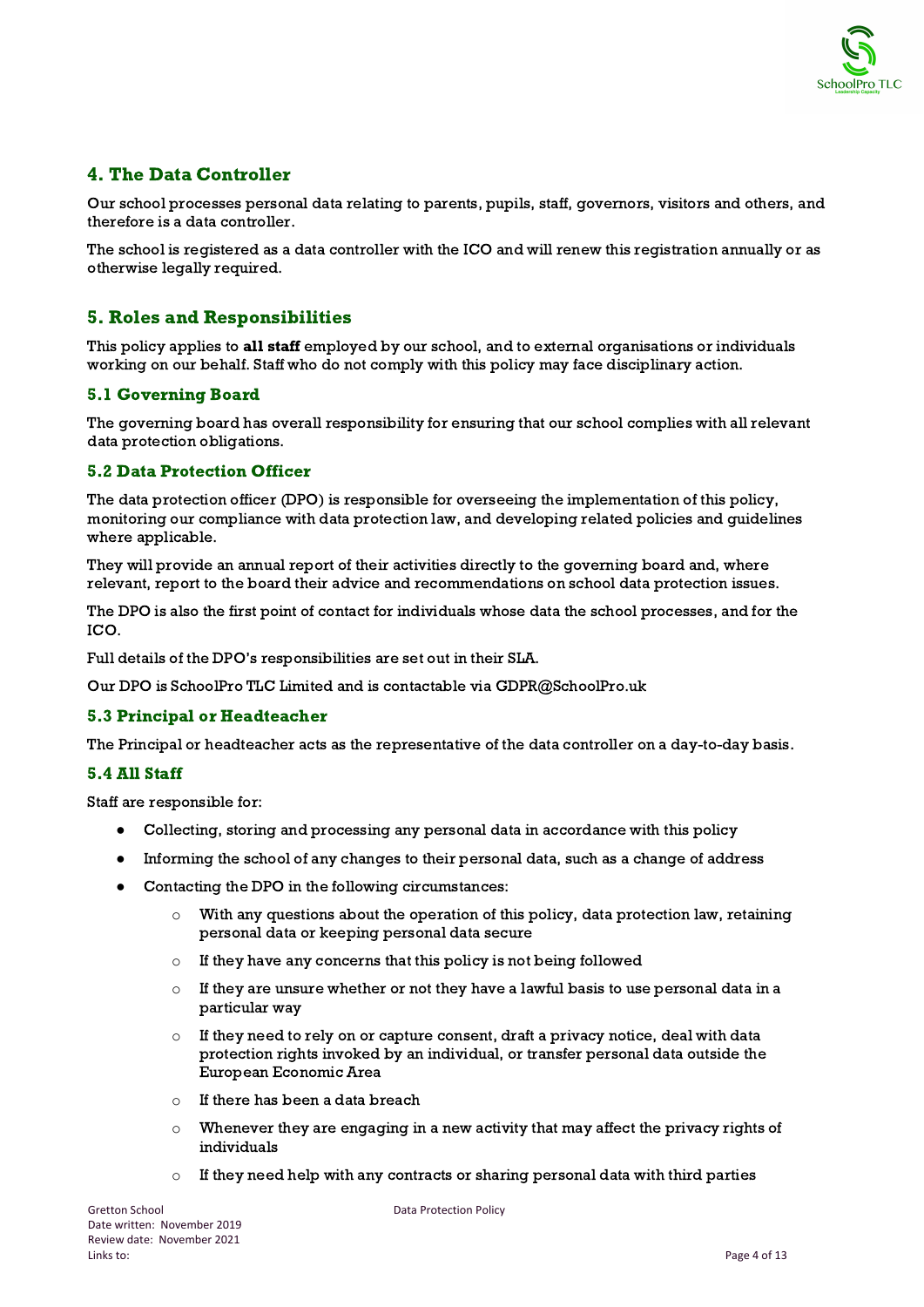## 4. The Data Controller

Our school processes personal data relating to parents, pupils, staff, governors, visitors and others, and therefore is a data controller.

The school is registered as a data controller with the ICO and will renew this registration annually or as otherwise legally required.

## 5. Roles and Responsibilities

This policy applies to **all staff** employed by our school, and to external organisations or individuals working on our behalf. Staff who do not comply with this policy may face disciplinary action.

### 5.1 Governing Board

The governing board has overall responsibility for ensuring that our school complies with all relevant data protection obligations.

### 5.2 Data Protection Officer

The data protection officer (DPO) is responsible for overseeing the implementation of this policy, monitoring our compliance with data protection law, and developing related policies and guidelines where applicable.

They will provide an annual report of their activities directly to the governing board and, where relevant, report to the board their advice and recommendations on school data protection issues.

The DPO is also the first point of contact for individuals whose data the school processes, and for the ICO.

Full details of the DPO's responsibilities are set out in their SLA.

Our DPO is SchoolPro TLC Limited and is contactable via GDPR@SchoolPro.uk

### 5.3 Principal or Headteacher

The Principal or headteacher acts as the representative of the data controller on a day-to-day basis.

### 5.4 All Staff

Staff are responsible for:

- Collecting, storing and processing any personal data in accordance with this policy
- Informing the school of any changes to their personal data, such as a change of address
- Contacting the DPO in the following circumstances:
  - With any questions about the operation of this policy, data protection law, retaining personal data or keeping personal data secure
  - If they have any concerns that this policy is not being followed
  - If they are unsure whether or not they have a lawful basis to use personal data in a particular way
  - If they need to rely on or capture consent, draft a privacy notice, deal with data protection rights invoked by an individual, or transfer personal data outside the European Economic Area
  - If there has been a data breach
  - Whenever they are engaging in a new activity that may affect the privacy rights of individuals
  - If they need help with any contracts or sharing personal data with third parties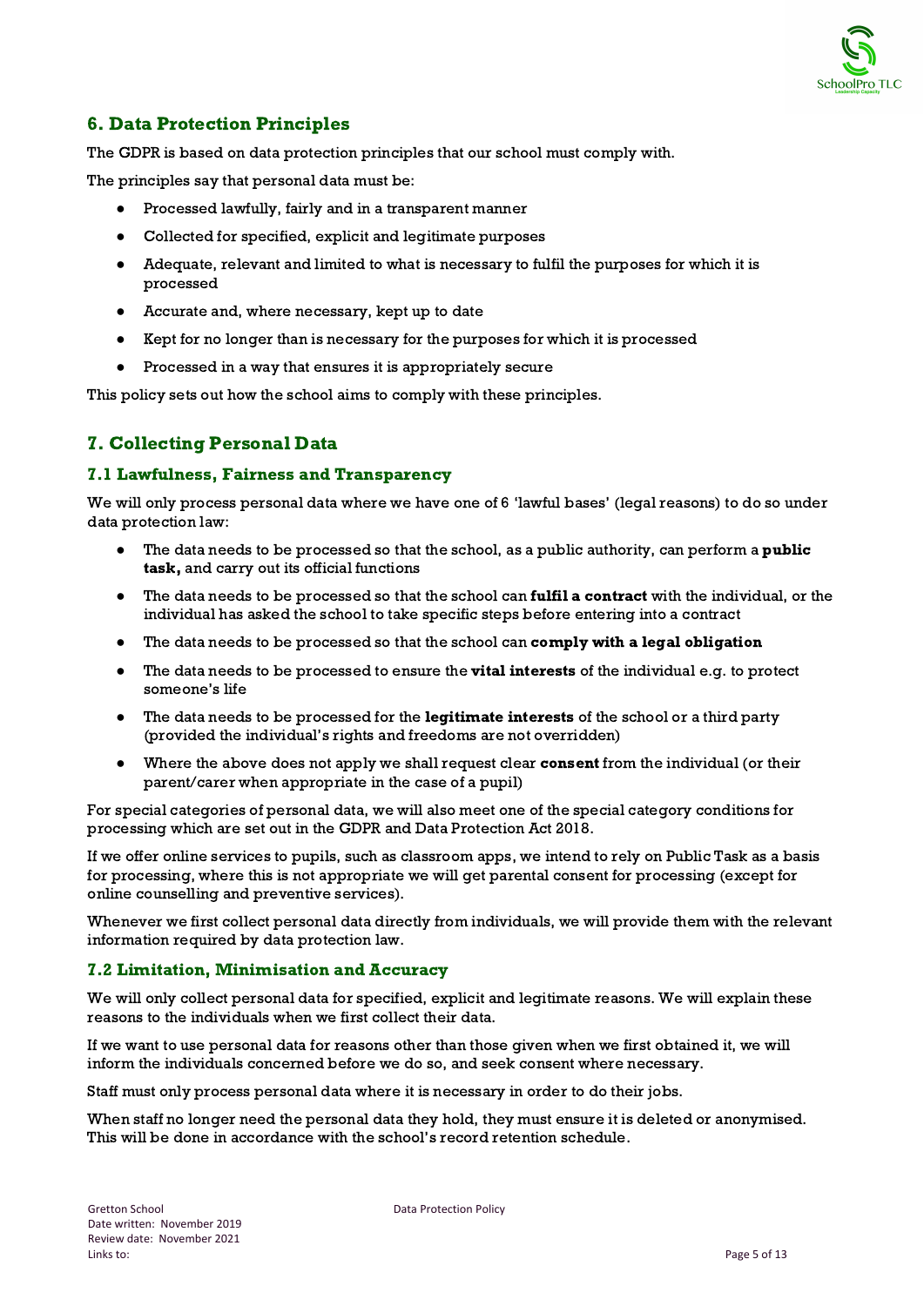## 6. Data Protection Principles

The GDPR is based on data protection principles that our school must comply with.

The principles say that personal data must be:

- Processed lawfully, fairly and in a transparent manner
- Collected for specified, explicit and legitimate purposes
- Adequate, relevant and limited to what is necessary to fulfil the purposes for which it is processed
- Accurate and, where necessary, kept up to date
- Kept for no longer than is necessary for the purposes for which it is processed
- Processed in a way that ensures it is appropriately secure

This policy sets out how the school aims to comply with these principles.

## 7. Collecting Personal Data

### 7.1 Lawfulness, Fairness and Transparency

We will only process personal data where we have one of 6 'lawful bases' (legal reasons) to do so under data protection law:

- The data needs to be processed so that the school, as a public authority, can perform a **public task,** and carry out its official functions
- The data needs to be processed so that the school can **fulfil a contract** with the individual, or the individual has asked the school to take specific steps before entering into a contract
- The data needs to be processed so that the school can **comply with a legal obligation**
- The data needs to be processed to ensure the **vital interests** of the individual e.g. to protect someone's life
- The data needs to be processed for the **legitimate interests** of the school or a third party (provided the individual's rights and freedoms are not overridden)
- Where the above does not apply we shall request clear **consent** from the individual (or their parent/carer when appropriate in the case of a pupil)

For special categories of personal data, we will also meet one of the special category conditions for processing which are set out in the GDPR and Data Protection Act 2018.

If we offer online services to pupils, such as classroom apps, we intend to rely on Public Task as a basis for processing, where this is not appropriate we will get parental consent for processing (except for online counselling and preventive services).

Whenever we first collect personal data directly from individuals, we will provide them with the relevant information required by data protection law.

### 7.2 Limitation, Minimisation and Accuracy

We will only collect personal data for specified, explicit and legitimate reasons. We will explain these reasons to the individuals when we first collect their data.

If we want to use personal data for reasons other than those given when we first obtained it, we will inform the individuals concerned before we do so, and seek consent where necessary.

Staff must only process personal data where it is necessary in order to do their jobs.

When staff no longer need the personal data they hold, they must ensure it is deleted or anonymised. This will be done in accordance with the school's record retention schedule.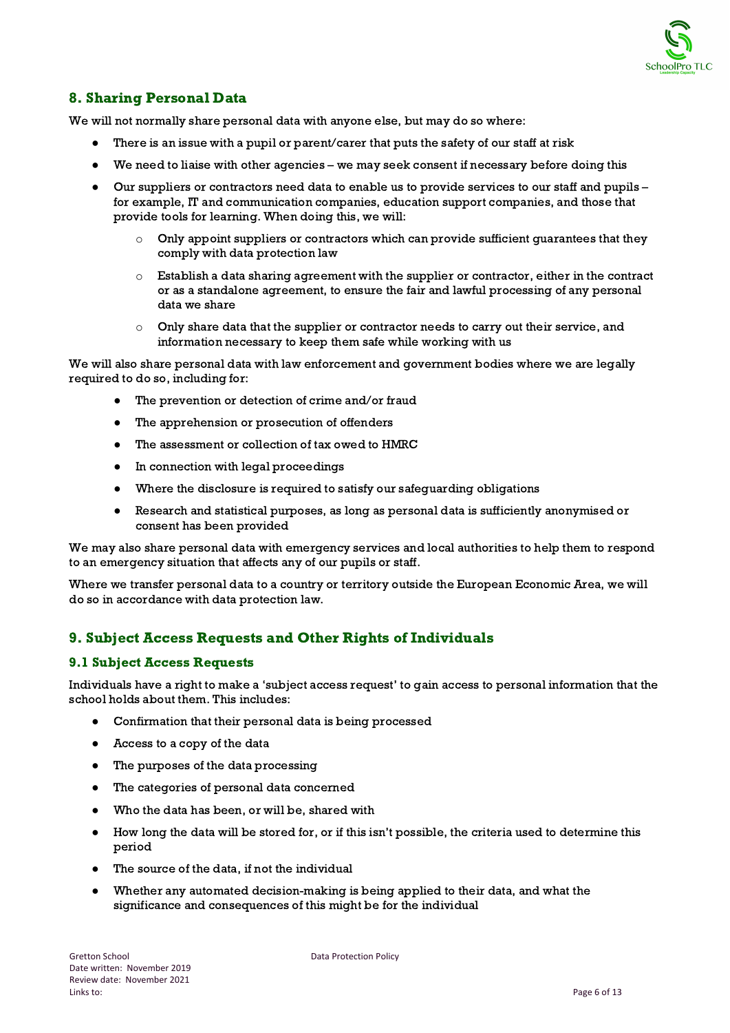## 8. Sharing Personal Data

We will not normally share personal data with anyone else, but may do so where:

- There is an issue with a pupil or parent/carer that puts the safety of our staff at risk
- We need to liaise with other agencies – we may seek consent if necessary before doing this
- Our suppliers or contractors need data to enable us to provide services to our staff and pupils – for example, IT and communication companies, education support companies, and those that provide tools for learning. When doing this, we will:
    - Only appoint suppliers or contractors which can provide sufficient guarantees that they comply with data protection law
    - Establish a data sharing agreement with the supplier or contractor, either in the contract or as a standalone agreement, to ensure the fair and lawful processing of any personal data we share
    - Only share data that the supplier or contractor needs to carry out their service, and information necessary to keep them safe while working with us

We will also share personal data with law enforcement and government bodies where we are legally required to do so, including for:

- The prevention or detection of crime and/or fraud
- The apprehension or prosecution of offenders
- The assessment or collection of tax owed to HMRC
- In connection with legal proceedings
- Where the disclosure is required to satisfy our safeguarding obligations
- Research and statistical purposes, as long as personal data is sufficiently anonymised or consent has been provided

We may also share personal data with emergency services and local authorities to help them to respond to an emergency situation that affects any of our pupils or staff.

Where we transfer personal data to a country or territory outside the European Economic Area, we will do so in accordance with data protection law.

## 9. Subject Access Requests and Other Rights of Individuals

### 9.1 Subject Access Requests

Individuals have a right to make a 'subject access request' to gain access to personal information that the school holds about them. This includes:

- Confirmation that their personal data is being processed
- Access to a copy of the data
- The purposes of the data processing
- The categories of personal data concerned
- Who the data has been, or will be, shared with
- How long the data will be stored for, or if this isn't possible, the criteria used to determine this period
- The source of the data, if not the individual
- Whether any automated decision-making is being applied to their data, and what the significance and consequences of this might be for the individual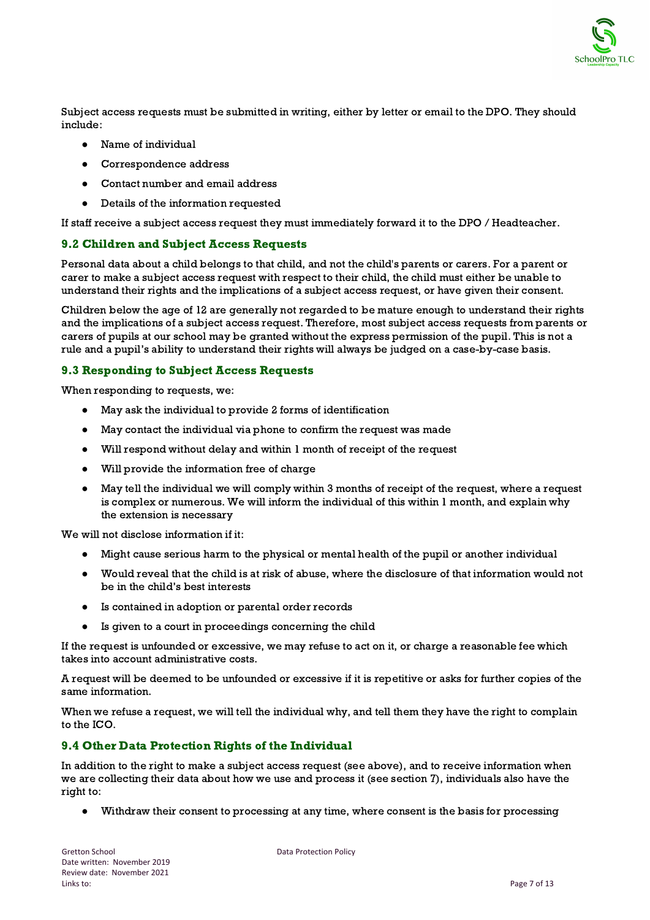Subject access requests must be submitted in writing, either by letter or email to the DPO. They should include:

- Name of individual
- Correspondence address
- Contact number and email address
- Details of the information requested

If staff receive a subject access request they must immediately forward it to the DPO / Headteacher.

### 9.2 Children and Subject Access Requests

Personal data about a child belongs to that child, and not the child's parents or carers. For a parent or carer to make a subject access request with respect to their child, the child must either be unable to understand their rights and the implications of a subject access request, or have given their consent.

Children below the age of 12 are generally not regarded to be mature enough to understand their rights and the implications of a subject access request. Therefore, most subject access requests from parents or carers of pupils at our school may be granted without the express permission of the pupil. This is not a rule and a pupil's ability to understand their rights will always be judged on a case-by-case basis.

### 9.3 Responding to Subject Access Requests

When responding to requests, we:

- May ask the individual to provide 2 forms of identification
- May contact the individual via phone to confirm the request was made
- Will respond without delay and within 1 month of receipt of the request
- Will provide the information free of charge
- May tell the individual we will comply within 3 months of receipt of the request, where a request is complex or numerous. We will inform the individual of this within 1 month, and explain why the extension is necessary

We will not disclose information if it:

- Might cause serious harm to the physical or mental health of the pupil or another individual
- Would reveal that the child is at risk of abuse, where the disclosure of that information would not be in the child's best interests
- Is contained in adoption or parental order records
- Is given to a court in proceedings concerning the child

If the request is unfounded or excessive, we may refuse to act on it, or charge a reasonable fee which takes into account administrative costs.

A request will be deemed to be unfounded or excessive if it is repetitive or asks for further copies of the same information.

When we refuse a request, we will tell the individual why, and tell them they have the right to complain to the ICO.

### 9.4 Other Data Protection Rights of the Individual

In addition to the right to make a subject access request (see above), and to receive information when we are collecting their data about how we use and process it (see section 7), individuals also have the right to:

- Withdraw their consent to processing at any time, where consent is the basis for processing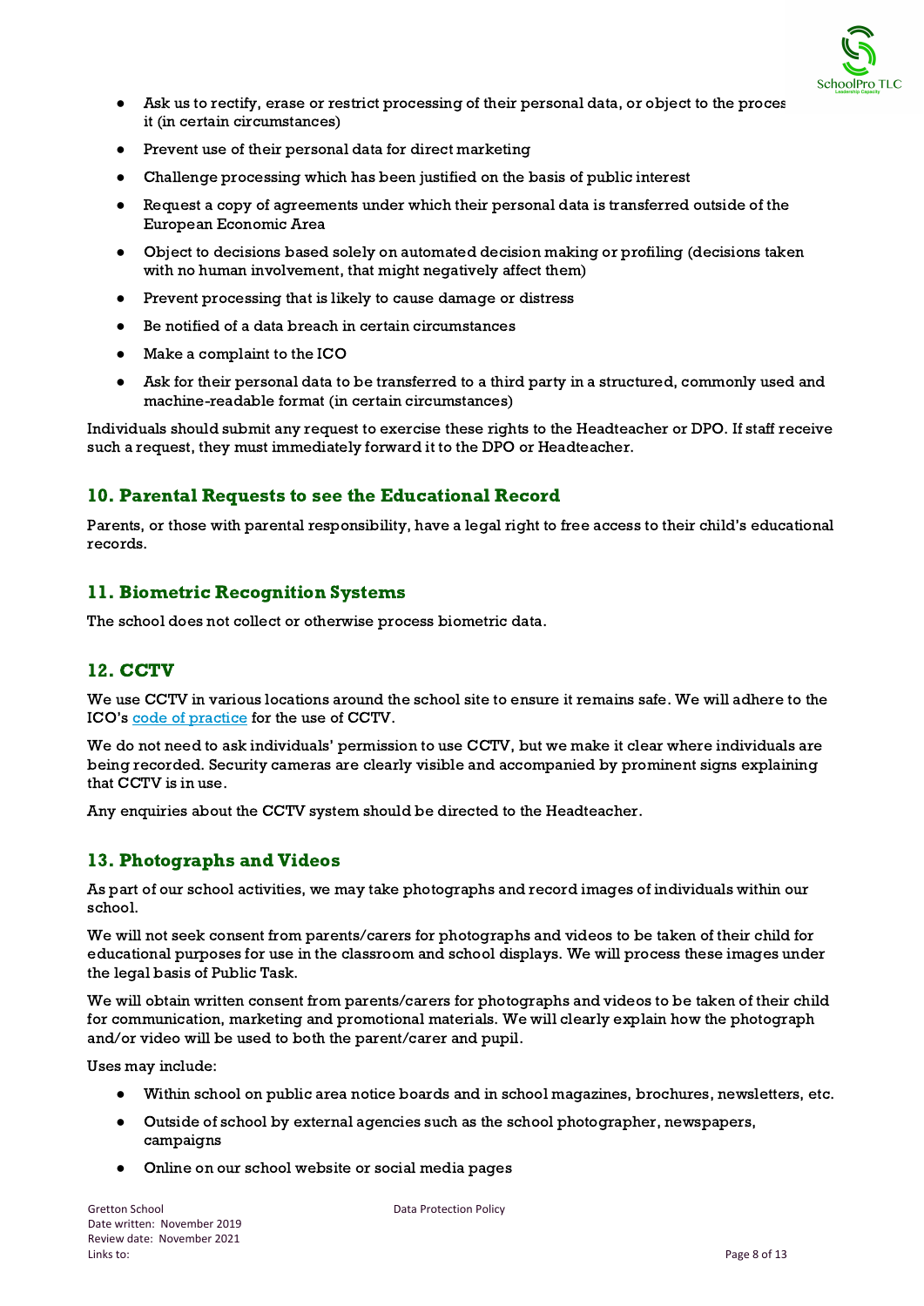- Ask us to rectify, erase or restrict processing of their personal data, or object to the processing of it (in certain circumstances)
- Prevent use of their personal data for direct marketing
- Challenge processing which has been justified on the basis of public interest
- Request a copy of agreements under which their personal data is transferred outside of the European Economic Area
- Object to decisions based solely on automated decision making or profiling (decisions taken with no human involvement, that might negatively affect them)
- Prevent processing that is likely to cause damage or distress
- Be notified of a data breach in certain circumstances
- Make a complaint to the ICO
- Ask for their personal data to be transferred to a third party in a structured, commonly used and machine-readable format (in certain circumstances)

Individuals should submit any request to exercise these rights to the Headteacher or DPO. If staff receive such a request, they must immediately forward it to the DPO or Headteacher.

## 10. Parental Requests to see the Educational Record

Parents, or those with parental responsibility, have a legal right to free access to their child's educational records.

## 11. Biometric Recognition Systems

The school does not collect or otherwise process biometric data.

## 12. CCTV

We use CCTV in various locations around the school site to ensure it remains safe. We will adhere to the ICO's code of practice for the use of CCTV.

We do not need to ask individuals' permission to use CCTV, but we make it clear where individuals are being recorded. Security cameras are clearly visible and accompanied by prominent signs explaining that CCTV is in use.

Any enquiries about the CCTV system should be directed to the Headteacher.

## 13. Photographs and Videos

As part of our school activities, we may take photographs and record images of individuals within our school.

We will not seek consent from parents/carers for photographs and videos to be taken of their child for educational purposes for use in the classroom and school displays. We will process these images under the legal basis of Public Task.

We will obtain written consent from parents/carers for photographs and videos to be taken of their child for communication, marketing and promotional materials. We will clearly explain how the photograph and/or video will be used to both the parent/carer and pupil.

Uses may include:

- Within school on public area notice boards and in school magazines, brochures, newsletters, etc.
- Outside of school by external agencies such as the school photographer, newspapers, campaigns
- Online on our school website or social media pages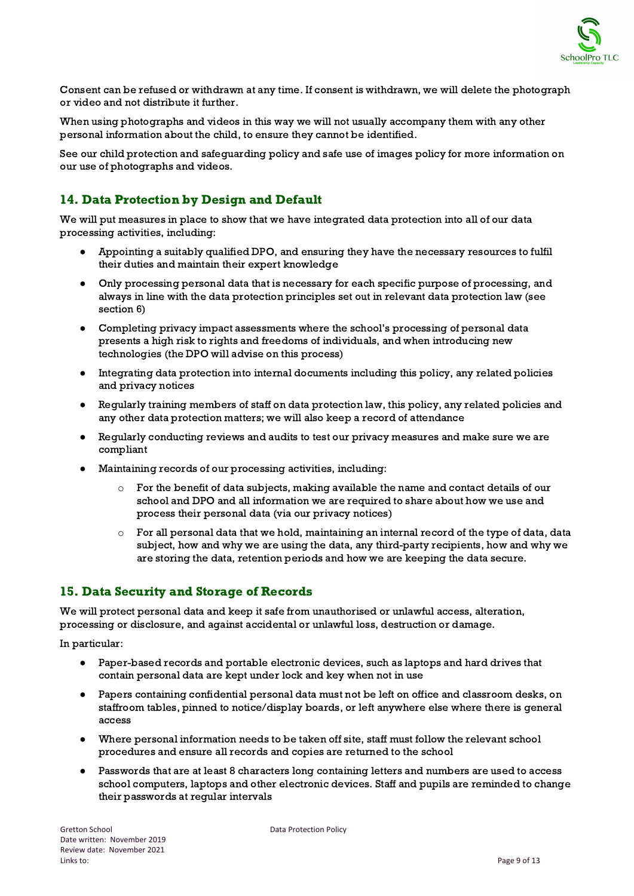Consent can be refused or withdrawn at any time. If consent is withdrawn, we will delete the photograph or video and not distribute it further.

When using photographs and videos in this way we will not usually accompany them with any other personal information about the child, to ensure they cannot be identified.

See our child protection and safeguarding policy and safe use of images policy for more information on our use of photographs and videos.

## 14. Data Protection by Design and Default

We will put measures in place to show that we have integrated data protection into all of our data processing activities, including:

- Appointing a suitably qualified DPO, and ensuring they have the necessary resources to fulfil their duties and maintain their expert knowledge
- Only processing personal data that is necessary for each specific purpose of processing, and always in line with the data protection principles set out in relevant data protection law (see section 6)
- Completing privacy impact assessments where the school's processing of personal data presents a high risk to rights and freedoms of individuals, and when introducing new technologies (the DPO will advise on this process)
- Integrating data protection into internal documents including this policy, any related policies and privacy notices
- Regularly training members of staff on data protection law, this policy, any related policies and any other data protection matters; we will also keep a record of attendance
- Regularly conducting reviews and audits to test our privacy measures and make sure we are compliant
- Maintaining records of our processing activities, including:
    - For the benefit of data subjects, making available the name and contact details of our school and DPO and all information we are required to share about how we use and process their personal data (via our privacy notices)
    - For all personal data that we hold, maintaining an internal record of the type of data, data subject, how and why we are using the data, any third-party recipients, how and why we are storing the data, retention periods and how we are keeping the data secure.

## 15. Data Security and Storage of Records

We will protect personal data and keep it safe from unauthorised or unlawful access, alteration, processing or disclosure, and against accidental or unlawful loss, destruction or damage.

In particular:

- Paper-based records and portable electronic devices, such as laptops and hard drives that contain personal data are kept under lock and key when not in use
- Papers containing confidential personal data must not be left on office and classroom desks, on staffroom tables, pinned to notice/display boards, or left anywhere else where there is general access
- Where personal information needs to be taken off site, staff must follow the relevant school procedures and ensure all records and copies are returned to the school
- Passwords that are at least 8 characters long containing letters and numbers are used to access school computers, laptops and other electronic devices. Staff and pupils are reminded to change their passwords at regular intervals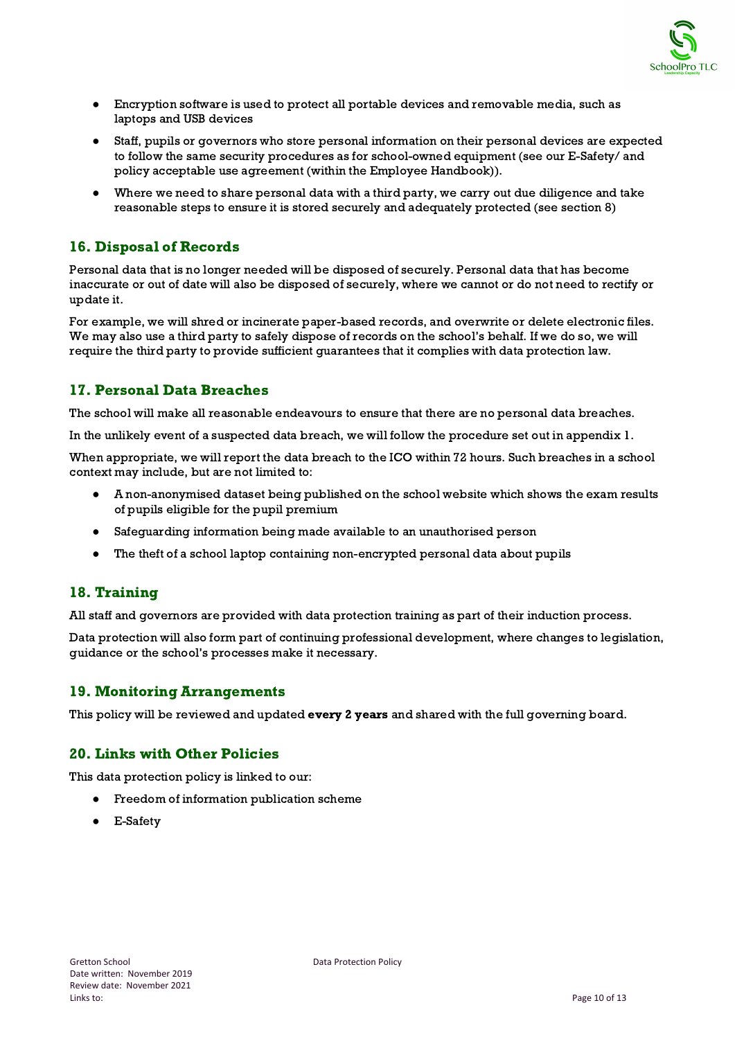- Encryption software is used to protect all portable devices and removable media, such as laptops and USB devices
- Staff, pupils or governors who store personal information on their personal devices are expected to follow the same security procedures as for school-owned equipment (see our E-Safety/ and policy acceptable use agreement (within the Employee Handbook)).
- Where we need to share personal data with a third party, we carry out due diligence and take reasonable steps to ensure it is stored securely and adequately protected (see section 8)

## 16. Disposal of Records

Personal data that is no longer needed will be disposed of securely. Personal data that has become inaccurate or out of date will also be disposed of securely, where we cannot or do not need to rectify or update it.

For example, we will shred or incinerate paper-based records, and overwrite or delete electronic files. We may also use a third party to safely dispose of records on the school's behalf. If we do so, we will require the third party to provide sufficient guarantees that it complies with data protection law.

## 17. Personal Data Breaches

The school will make all reasonable endeavours to ensure that there are no personal data breaches.

In the unlikely event of a suspected data breach, we will follow the procedure set out in appendix 1.

When appropriate, we will report the data breach to the ICO within 72 hours. Such breaches in a school context may include, but are not limited to:

- A non-anonymised dataset being published on the school website which shows the exam results of pupils eligible for the pupil premium
- Safeguarding information being made available to an unauthorised person
- The theft of a school laptop containing non-encrypted personal data about pupils

## 18. Training

All staff and governors are provided with data protection training as part of their induction process.

Data protection will also form part of continuing professional development, where changes to legislation, guidance or the school's processes make it necessary.

## 19. Monitoring Arrangements

This policy will be reviewed and updated **every 2 years** and shared with the full governing board.

## 20. Links with Other Policies

This data protection policy is linked to our:

- Freedom of information publication scheme
- E-Safety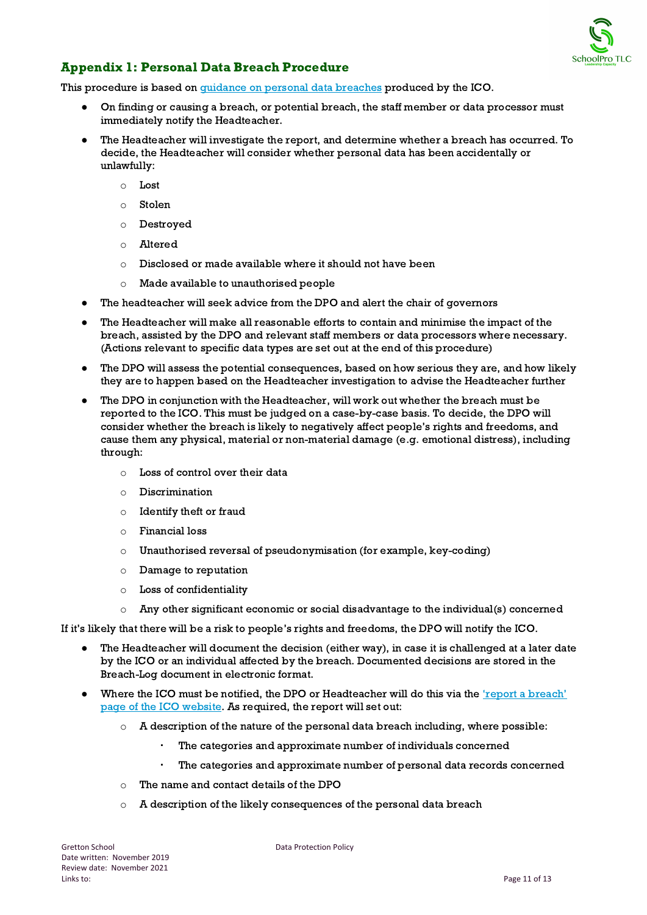## Appendix 1: Personal Data Breach Procedure

This procedure is based on [guidance on personal data breaches](#) produced by the ICO.

- On finding or causing a breach, or potential breach, the staff member or data processor must immediately notify the Headteacher.
- The Headteacher will investigate the report, and determine whether a breach has occurred. To decide, the Headteacher will consider whether personal data has been accidentally or unlawfully:
    - Lost
    - Stolen
    - Destroyed
    - Altered
    - Disclosed or made available where it should not have been
    - Made available to unauthorised people
- The headteacher will seek advice from the DPO and alert the chair of governors
- The Headteacher will make all reasonable efforts to contain and minimise the impact of the breach, assisted by the DPO and relevant staff members or data processors where necessary. (Actions relevant to specific data types are set out at the end of this procedure)
- The DPO will assess the potential consequences, based on how serious they are, and how likely they are to happen based on the Headteacher investigation to advise the Headteacher further
- The DPO in conjunction with the Headteacher, will work out whether the breach must be reported to the ICO. This must be judged on a case-by-case basis. To decide, the DPO will consider whether the breach is likely to negatively affect people's rights and freedoms, and cause them any physical, material or non-material damage (e.g. emotional distress), including through:
    - Loss of control over their data
    - Discrimination
    - Identify theft or fraud
    - Financial loss
    - Unauthorised reversal of pseudonymisation (for example, key-coding)
    - Damage to reputation
    - Loss of confidentiality
    - Any other significant economic or social disadvantage to the individual(s) concerned

If it's likely that there will be a risk to people's rights and freedoms, the DPO will notify the ICO.

- The Headteacher will document the decision (either way), in case it is challenged at a later date by the ICO or an individual affected by the breach. Documented decisions are stored in the Breach-Log document in electronic format.
- Where the ICO must be notified, the DPO or Headteacher will do this via the ['report a breach' page of the ICO website](#). As required, the report will set out:
    - A description of the nature of the personal data breach including, where possible:
        - The categories and approximate number of individuals concerned
        - The categories and approximate number of personal data records concerned
    - The name and contact details of the DPO
    - A description of the likely consequences of the personal data breach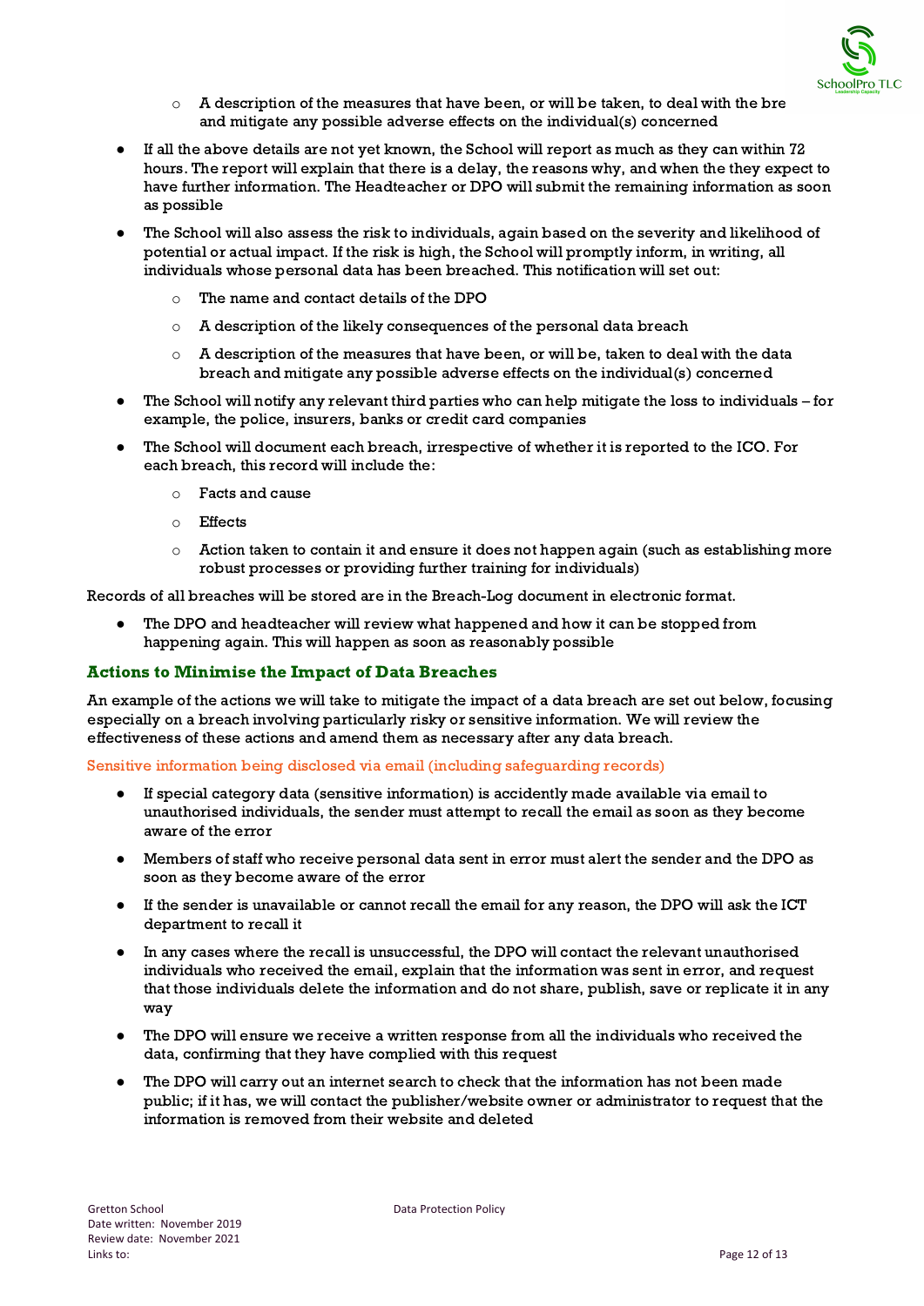- A description of the measures that have been, or will be taken, to deal with the bre and mitigate any possible adverse effects on the individual(s) concerned

- If all the above details are not yet known, the School will report as much as they can within 72 hours. The report will explain that there is a delay, the reasons why, and when the they expect to have further information. The Headteacher or DPO will submit the remaining information as soon as possible
- The School will also assess the risk to individuals, again based on the severity and likelihood of potential or actual impact. If the risk is high, the School will promptly inform, in writing, all individuals whose personal data has been breached. This notification will set out:
    - The name and contact details of the DPO
    - A description of the likely consequences of the personal data breach
    - A description of the measures that have been, or will be, taken to deal with the data breach and mitigate any possible adverse effects on the individual(s) concerned
- The School will notify any relevant third parties who can help mitigate the loss to individuals – for example, the police, insurers, banks or credit card companies
- The School will document each breach, irrespective of whether it is reported to the ICO. For each breach, this record will include the:
    - Facts and cause
    - Effects
    - Action taken to contain it and ensure it does not happen again (such as establishing more robust processes or providing further training for individuals)

Records of all breaches will be stored are in the Breach-Log document in electronic format.

- The DPO and headteacher will review what happened and how it can be stopped from happening again. This will happen as soon as reasonably possible

## Actions to Minimise the Impact of Data Breaches

An example of the actions we will take to mitigate the impact of a data breach are set out below, focusing especially on a breach involving particularly risky or sensitive information. We will review the effectiveness of these actions and amend them as necessary after any data breach.

### Sensitive information being disclosed via email (including safeguarding records)

- If special category data (sensitive information) is accidently made available via email to unauthorised individuals, the sender must attempt to recall the email as soon as they become aware of the error
- Members of staff who receive personal data sent in error must alert the sender and the DPO as soon as they become aware of the error
- If the sender is unavailable or cannot recall the email for any reason, the DPO will ask the ICT department to recall it
- In any cases where the recall is unsuccessful, the DPO will contact the relevant unauthorised individuals who received the email, explain that the information was sent in error, and request that those individuals delete the information and do not share, publish, save or replicate it in any way
- The DPO will ensure we receive a written response from all the individuals who received the data, confirming that they have complied with this request
- The DPO will carry out an internet search to check that the information has not been made public; if it has, we will contact the publisher/website owner or administrator to request that the information is removed from their website and deleted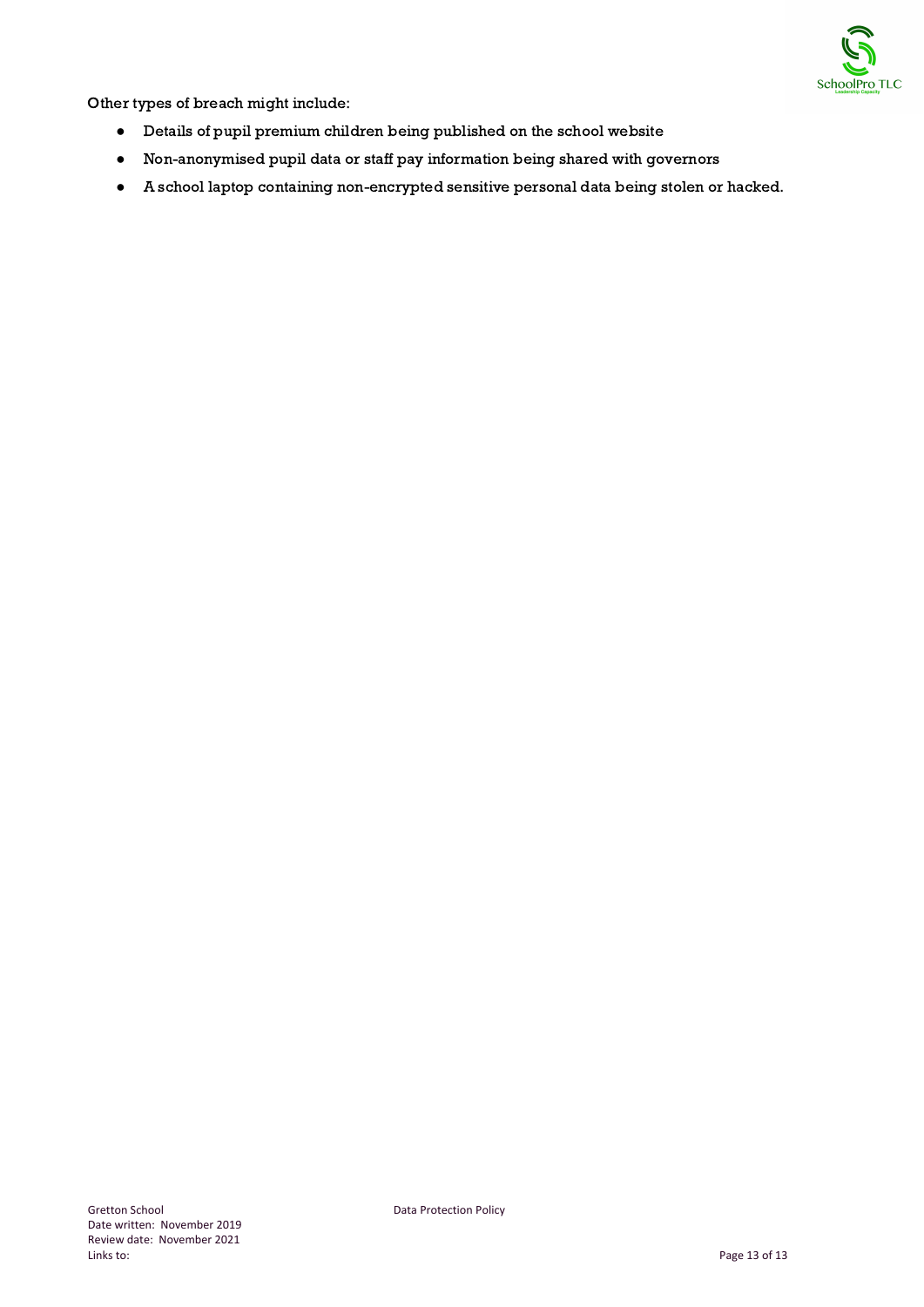Other types of breach might include:

- Details of pupil premium children being published on the school website
- Non-anonymised pupil data or staff pay information being shared with governors
- A school laptop containing non-encrypted sensitive personal data being stolen or hacked.